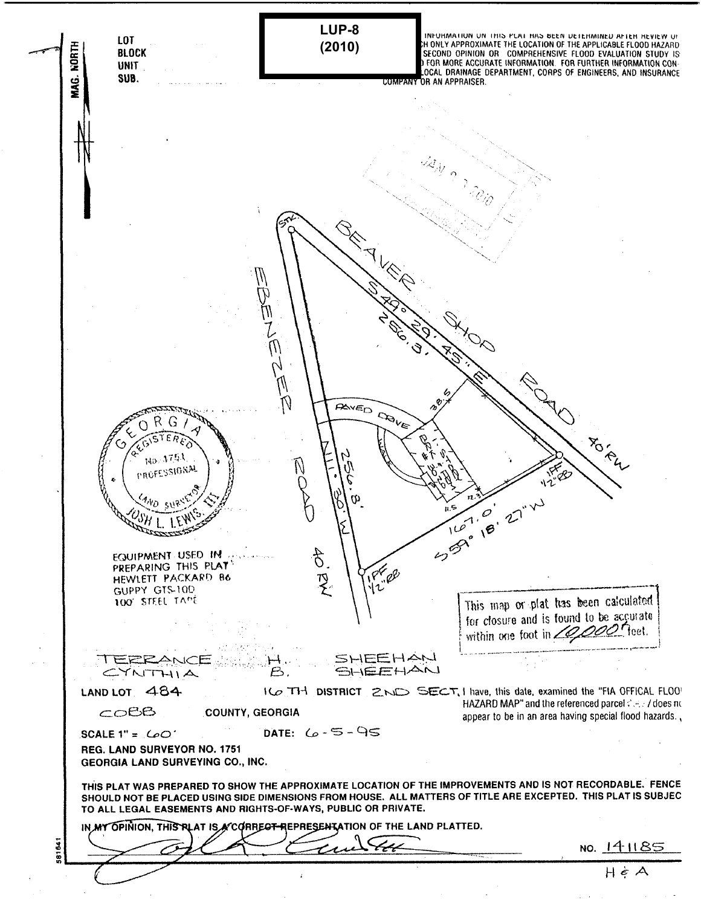**LUP-8 (2010)**

LOT
BLOCK
UNIT
SUB.

MAG. NORTH

...INFORMATION ON THIS PLAT HAS BEEN DETERMINED AFTER REVIEW OF ...H ONLY APPROXIMATE THE LOCATION OF THE APPLICABLE FLOOD HAZARD ... SECOND OPINION OR COMPREHENSIVE FLOOD EVALUATION STUDY IS ...) FOR MORE ACCURATE INFORMATION. FOR FURTHER INFORMATION CON... LOCAL DRAINAGE DEPARTMENT, CORPS OF ENGINEERS, AND INSURANCE COMPANY OR AN APPRAISER.

JAN 2 2010

BEAVER SHOP ROAD
S 49° 29' 45" E
256.3'
40' RW

EBENEZER ROAD
N 11° 30' W
256.8'
40' RW

167.0'
S 59° 18' 27" W

STK
IPF 1/2" RB
IPF 1/2" RB

PAVED DRIVE
WALK
38.5
11.5
12.3

GEORGIA REGISTERED No. 1751 PROFESSIONAL LAND SURVEYOR JOSH L. LEWIS, III

EQUIPMENT USED IN PREPARING THIS PLAT
HEWLETT PACKARD 86
GUPPY GTS-10D
100' STEEL TAPE

This map or plat has been calculated for closure and is found to be accurate within one foot in 10,000 feet.

TERRANCE H. SHEEHAN
CYNTHIA B. SHEEHAN

LAND LOT 484 16 TH DISTRICT 2ND SECT.

COBB COUNTY, GEORGIA

I have, this date, examined the "FIA OFFICAL FLOOD HAZARD MAP" and the referenced parcel does not appear to be in an area having special flood hazards.

SCALE 1" = 60' DATE: 6-5-95

REG. LAND SURVEYOR NO. 1751
GEORGIA LAND SURVEYING CO., INC.

THIS PLAT WAS PREPARED TO SHOW THE APPROXIMATE LOCATION OF THE IMPROVEMENTS AND IS NOT RECORDABLE. FENCE SHOULD NOT BE PLACED USING SIDE DIMENSIONS FROM HOUSE. ALL MATTERS OF TITLE ARE EXCEPTED. THIS PLAT IS SUBJEC TO ALL LEGAL EASEMENTS AND RIGHTS-OF-WAYS, PUBLIC OR PRIVATE.

IN MY OPINION, THIS PLAT IS A CORRECT REPRESENTATION OF THE LAND PLATTED.

NO. 141185

H & A

581641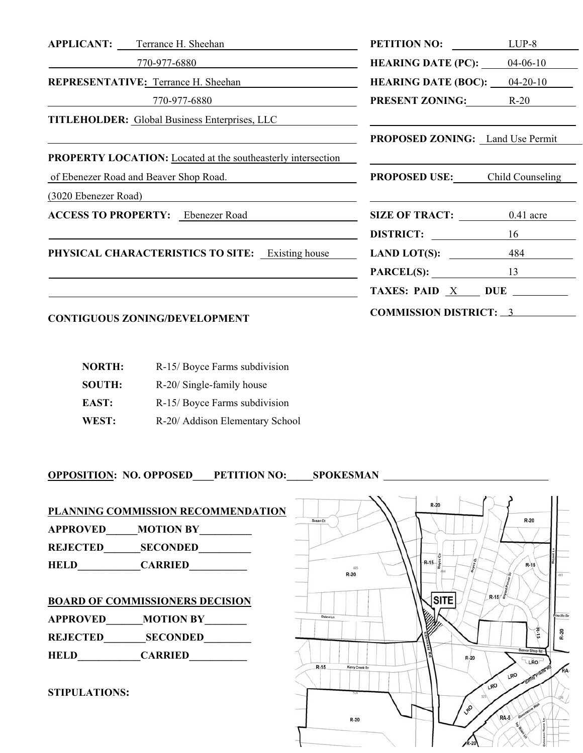**APPLICANT:** Terrance H. Sheehan

770-977-6880

**REPRESENTATIVE:** Terrance H. Sheehan

770-977-6880

**TITLEHOLDER:** Global Business Enterprises, LLC

**PROPERTY LOCATION:** Located at the southeasterly intersection of Ebenezer Road and Beaver Shop Road.

(3020 Ebenezer Road)

**ACCESS TO PROPERTY:** Ebenezer Road

**PHYSICAL CHARACTERISTICS TO SITE:** Existing house

**PETITION NO:** LUP-8

**HEARING DATE (PC):** 04-06-10

**HEARING DATE (BOC):** 04-20-10

**PRESENT ZONING:** R-20

**PROPOSED ZONING:** Land Use Permit

**PROPOSED USE:** Child Counseling

**SIZE OF TRACT:** 0.41 acre

**DISTRICT:** 16

**LAND LOT(S):** 484

**PARCEL(S):** 13

**TAXES: PAID** X **DUE** ______

**COMMISSION DISTRICT:** 3

**CONTIGUOUS ZONING/DEVELOPMENT**

| | |
|---|---|
| **NORTH:** | R-15/ Boyce Farms subdivision |
| **SOUTH:** | R-20/ Single-family house |
| **EAST:** | R-15/ Boyce Farms subdivision |
| **WEST:** | R-20/ Addison Elementary School |

**OPPOSITION:** NO. OPPOSED____PETITION NO:_____SPOKESMAN ____________________

**PLANNING COMMISSION RECOMMENDATION**

APPROVED______MOTION BY__________

REJECTED_______SECONDED__________

HELD____________CARRIED___________

**BOARD OF COMMISSIONERS DECISION**

APPROVED_______MOTION BY________

REJECTED________SECONDED_________

HELD____________CARRIED___________

**STIPULATIONS:**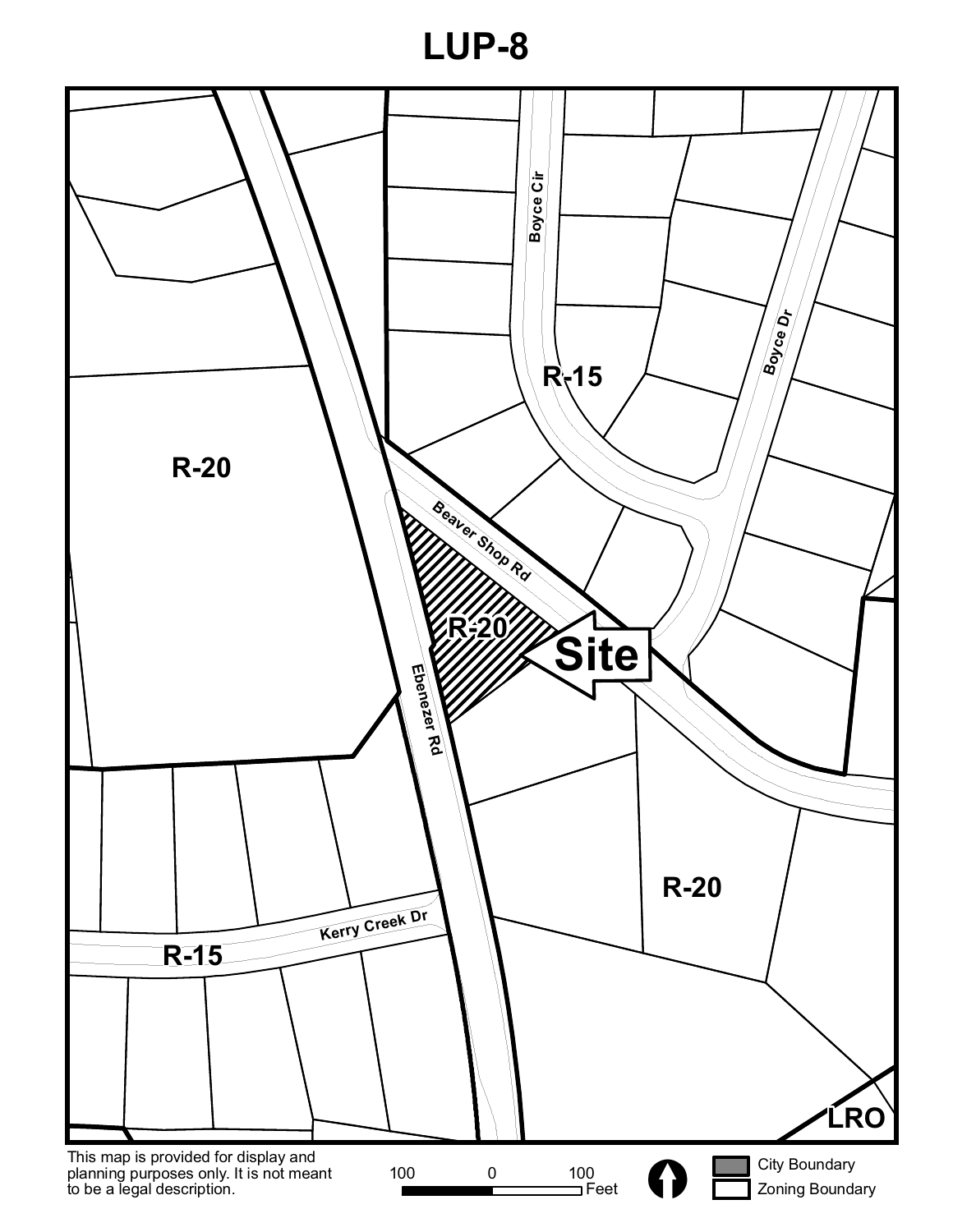# LUP-8

R-20

R-15

Boyce Cir

Boyce Dr

Beaver Shop Rd

R-20

Site

Ebenezer Rd

R-20

Kerry Creek Dr

R-15

LRO

This map is provided for display and planning purposes only. It is not meant to be a legal description.

100 0 100 Feet

City Boundary

Zoning Boundary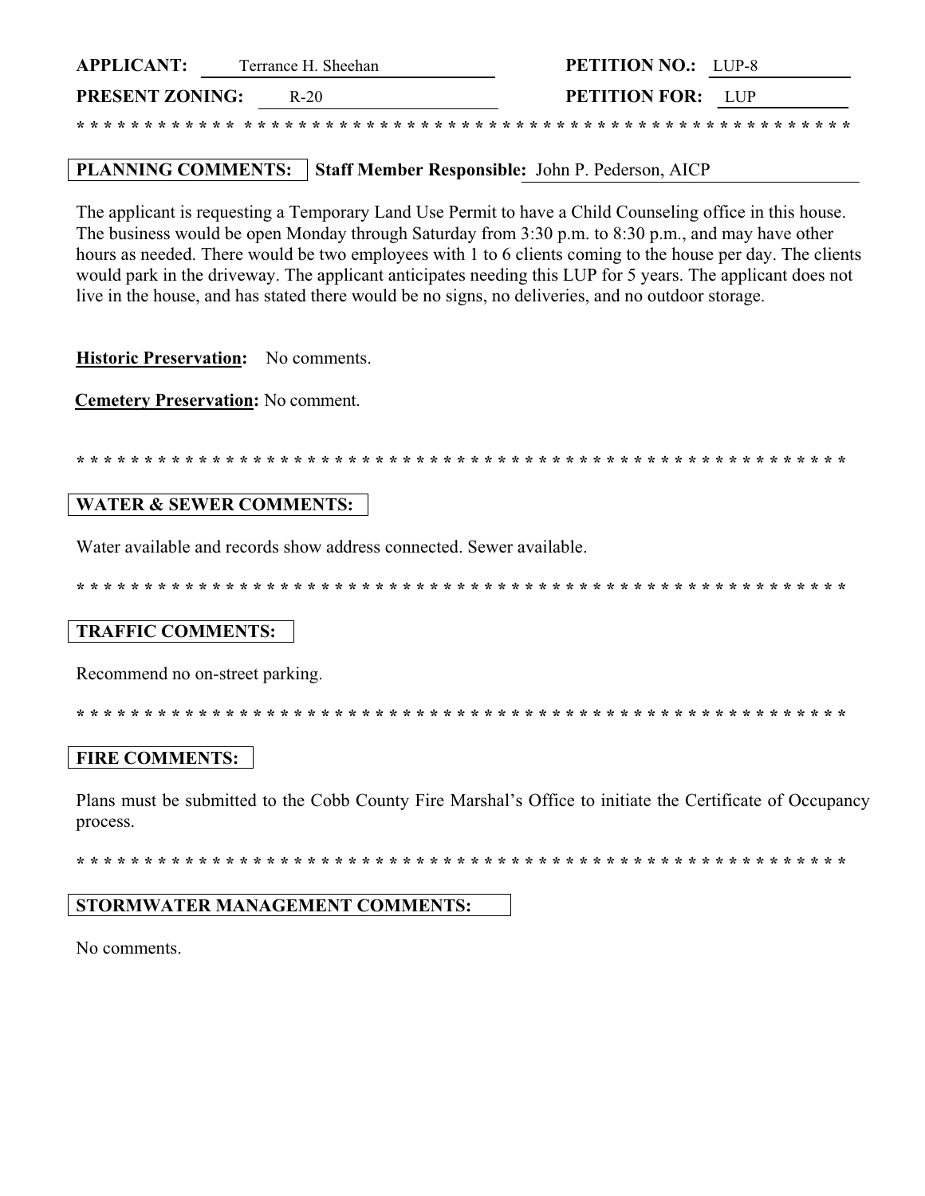**APPLICANT:** Terrance H. Sheehan **PETITION NO.:** LUP-8

**PRESENT ZONING:** R-20 **PETITION FOR:** LUP

* * * * * * * * * * * * * * * * * * * * * * * * * * * * * * * * * * * * * * * * * * * * * * * * * * * * * * * * * * * * *

**PLANNING COMMENTS:** **Staff Member Responsible:** John P. Pederson, AICP

The applicant is requesting a Temporary Land Use Permit to have a Child Counseling office in this house. The business would be open Monday through Saturday from 3:30 p.m. to 8:30 p.m., and may have other hours as needed. There would be two employees with 1 to 6 clients coming to the house per day. The clients would park in the driveway. The applicant anticipates needing this LUP for 5 years. The applicant does not live in the house, and has stated there would be no signs, no deliveries, and no outdoor storage.

**Historic Preservation:** No comments.

**Cemetery Preservation:** No comment.

* * * * * * * * * * * * * * * * * * * * * * * * * * * * * * * * * * * * * * * * * * * * * * * * * * * * * * * * * * * * *

**WATER & SEWER COMMENTS:**

Water available and records show address connected. Sewer available.

* * * * * * * * * * * * * * * * * * * * * * * * * * * * * * * * * * * * * * * * * * * * * * * * * * * * * * * * * * * * *

**TRAFFIC COMMENTS:**

Recommend no on-street parking.

* * * * * * * * * * * * * * * * * * * * * * * * * * * * * * * * * * * * * * * * * * * * * * * * * * * * * * * * * * * * *

**FIRE COMMENTS:**

Plans must be submitted to the Cobb County Fire Marshal's Office to initiate the Certificate of Occupancy process.

* * * * * * * * * * * * * * * * * * * * * * * * * * * * * * * * * * * * * * * * * * * * * * * * * * * * * * * * * * * * *

**STORMWATER MANAGEMENT COMMENTS:**

No comments.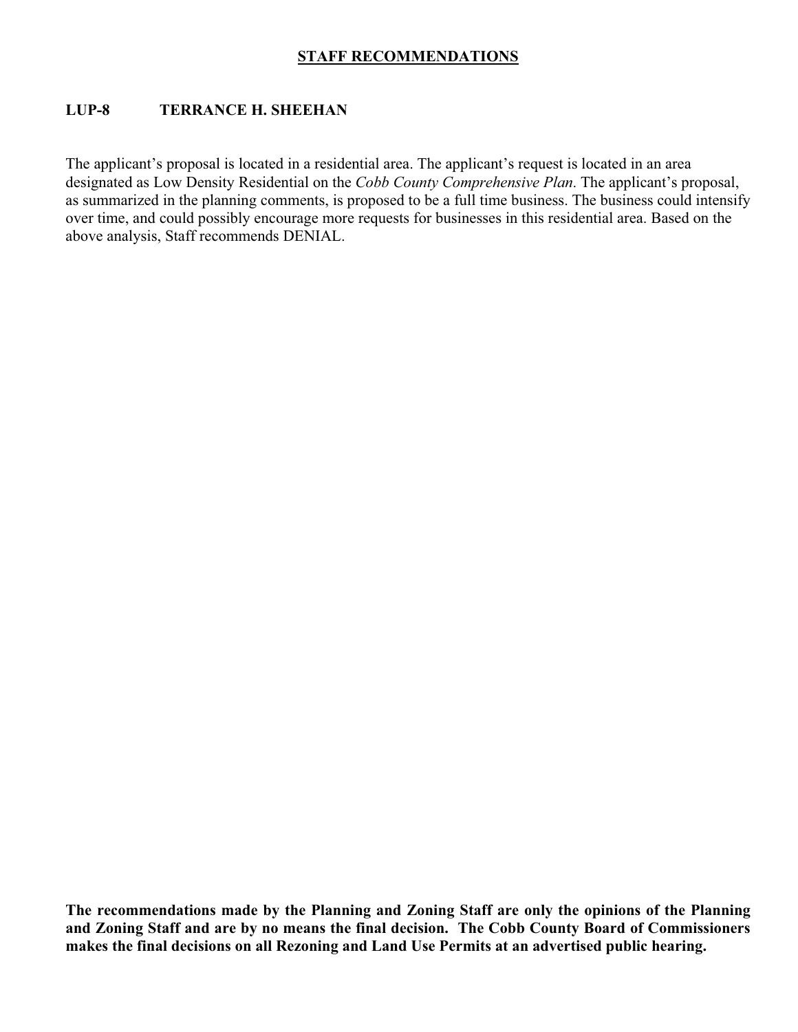## STAFF RECOMMENDATIONS

**LUP-8 TERRANCE H. SHEEHAN**

The applicant's proposal is located in a residential area. The applicant's request is located in an area designated as Low Density Residential on the *Cobb County Comprehensive Plan*. The applicant's proposal, as summarized in the planning comments, is proposed to be a full time business. The business could intensify over time, and could possibly encourage more requests for businesses in this residential area. Based on the above analysis, Staff recommends DENIAL.

**The recommendations made by the Planning and Zoning Staff are only the opinions of the Planning and Zoning Staff and are by no means the final decision. The Cobb County Board of Commissioners makes the final decisions on all Rezoning and Land Use Permits at an advertised public hearing.**